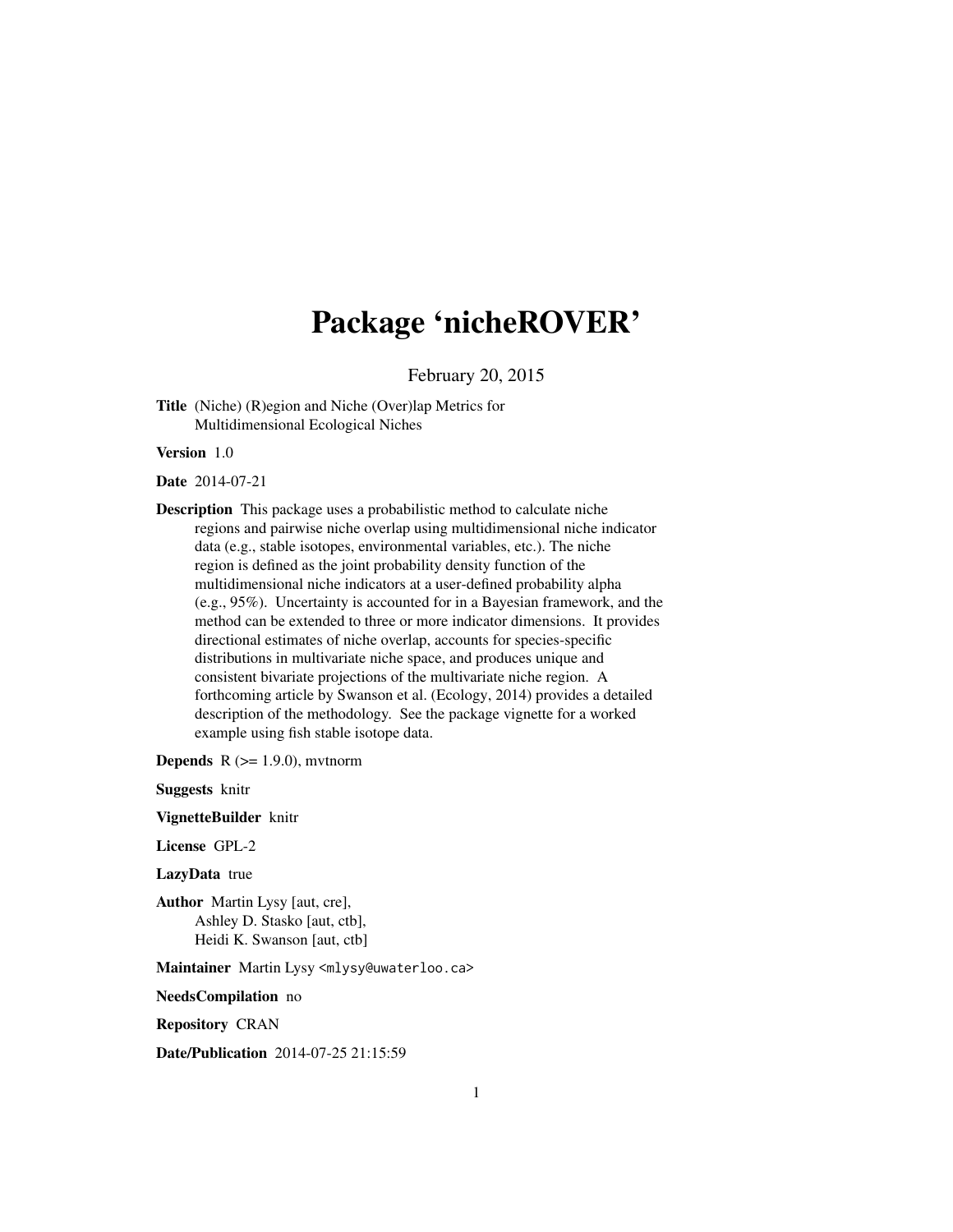# Package 'nicheROVER'

February 20, 2015

**Title** (Niche) (R)egion and Niche (Over)lap Metrics for Multidimensional Ecological Niches

**Version** 1.0

**Date** 2014-07-21

**Description** This package uses a probabilistic method to calculate niche regions and pairwise niche overlap using multidimensional niche indicator data (e.g., stable isotopes, environmental variables, etc.). The niche region is defined as the joint probability density function of the multidimensional niche indicators at a user-defined probability alpha (e.g., 95%). Uncertainty is accounted for in a Bayesian framework, and the method can be extended to three or more indicator dimensions. It provides directional estimates of niche overlap, accounts for species-specific distributions in multivariate niche space, and produces unique and consistent bivariate projections of the multivariate niche region. A forthcoming article by Swanson et al. (Ecology, 2014) provides a detailed description of the methodology. See the package vignette for a worked example using fish stable isotope data.

**Depends** R (>= 1.9.0), mvtnorm

**Suggests** knitr

**VignetteBuilder** knitr

**License** GPL-2

**LazyData** true

**Author** Martin Lysy [aut, cre],
Ashley D. Stasko [aut, ctb],
Heidi K. Swanson [aut, ctb]

**Maintainer** Martin Lysy <mlysy@uwaterloo.ca>

**NeedsCompilation** no

**Repository** CRAN

**Date/Publication** 2014-07-25 21:15:59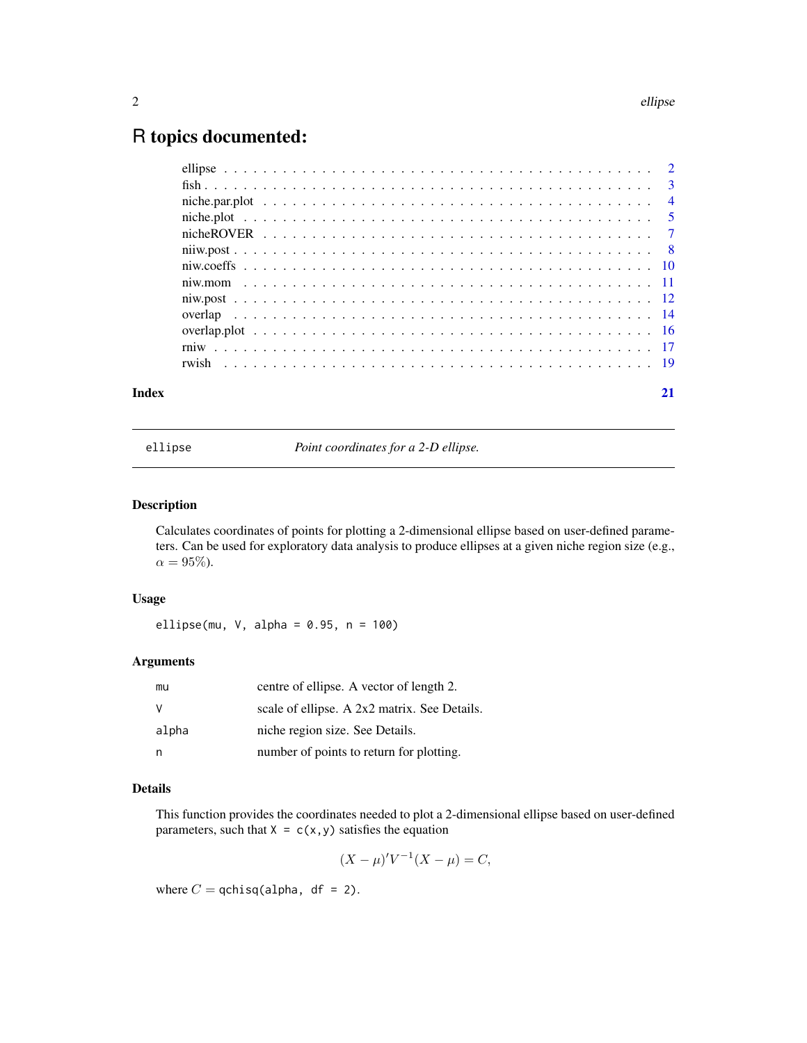# R topics documented:

| | |
|---|---|
| ellipse | 2 |
| fish | 3 |
| niche.par.plot | 4 |
| niche.plot | 5 |
| nicheROVER | 7 |
| niiw.post | 8 |
| niw.coeffs | 10 |
| niw.mom | 11 |
| niw.post | 12 |
| overlap | 14 |
| overlap.plot | 16 |
| rniw | 17 |
| rwish | 19 |

**Index** 21

---

## ellipse — *Point coordinates for a 2-D ellipse.*

### Description

Calculates coordinates of points for plotting a 2-dimensional ellipse based on user-defined parameters. Can be used for exploratory data analysis to produce ellipses at a given niche region size (e.g., $\alpha = 95\%$).

### Usage

```
ellipse(mu, V, alpha = 0.95, n = 100)
```

### Arguments

| | |
|---|---|
| `mu` | centre of ellipse. A vector of length 2. |
| `V` | scale of ellipse. A 2x2 matrix. See Details. |
| `alpha` | niche region size. See Details. |
| `n` | number of points to return for plotting. |

### Details

This function provides the coordinates needed to plot a 2-dimensional ellipse based on user-defined parameters, such that `X = c(x,y)` satisfies the equation

$$(X - \mu)' V^{-1} (X - \mu) = C,$$

where $C =$ `qchisq(alpha, df = 2)`.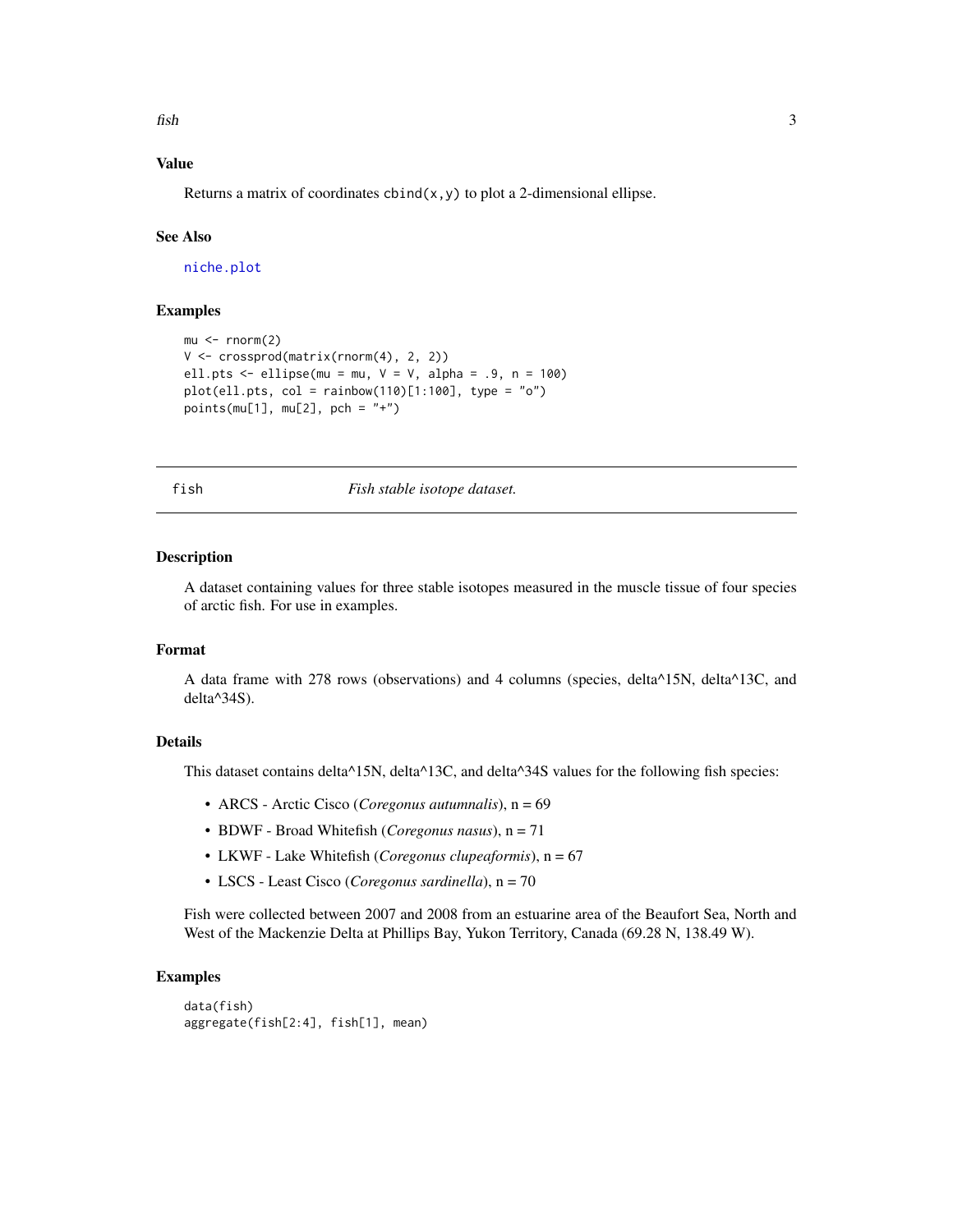### Value

Returns a matrix of coordinates `cbind(x,y)` to plot a 2-dimensional ellipse.

### See Also

`niche.plot`

### Examples

```
mu <- rnorm(2)
V <- crossprod(matrix(rnorm(4), 2, 2))
ell.pts <- ellipse(mu = mu, V = V, alpha = .9, n = 100)
plot(ell.pts, col = rainbow(110)[1:100], type = "o")
points(mu[1], mu[2], pch = "+")
```

---

## fish — *Fish stable isotope dataset.*

---

### Description

A dataset containing values for three stable isotopes measured in the muscle tissue of four species of arctic fish. For use in examples.

### Format

A data frame with 278 rows (observations) and 4 columns (species, delta^15N, delta^13C, and delta^34S).

### Details

This dataset contains delta^15N, delta^13C, and delta^34S values for the following fish species:

- ARCS - Arctic Cisco (*Coregonus autumnalis*), n = 69
- BDWF - Broad Whitefish (*Coregonus nasus*), n = 71
- LKWF - Lake Whitefish (*Coregonus clupeaformis*), n = 67
- LSCS - Least Cisco (*Coregonus sardinella*), n = 70

Fish were collected between 2007 and 2008 from an estuarine area of the Beaufort Sea, North and West of the Mackenzie Delta at Phillips Bay, Yukon Territory, Canada (69.28 N, 138.49 W).

### Examples

```
data(fish)
aggregate(fish[2:4], fish[1], mean)
```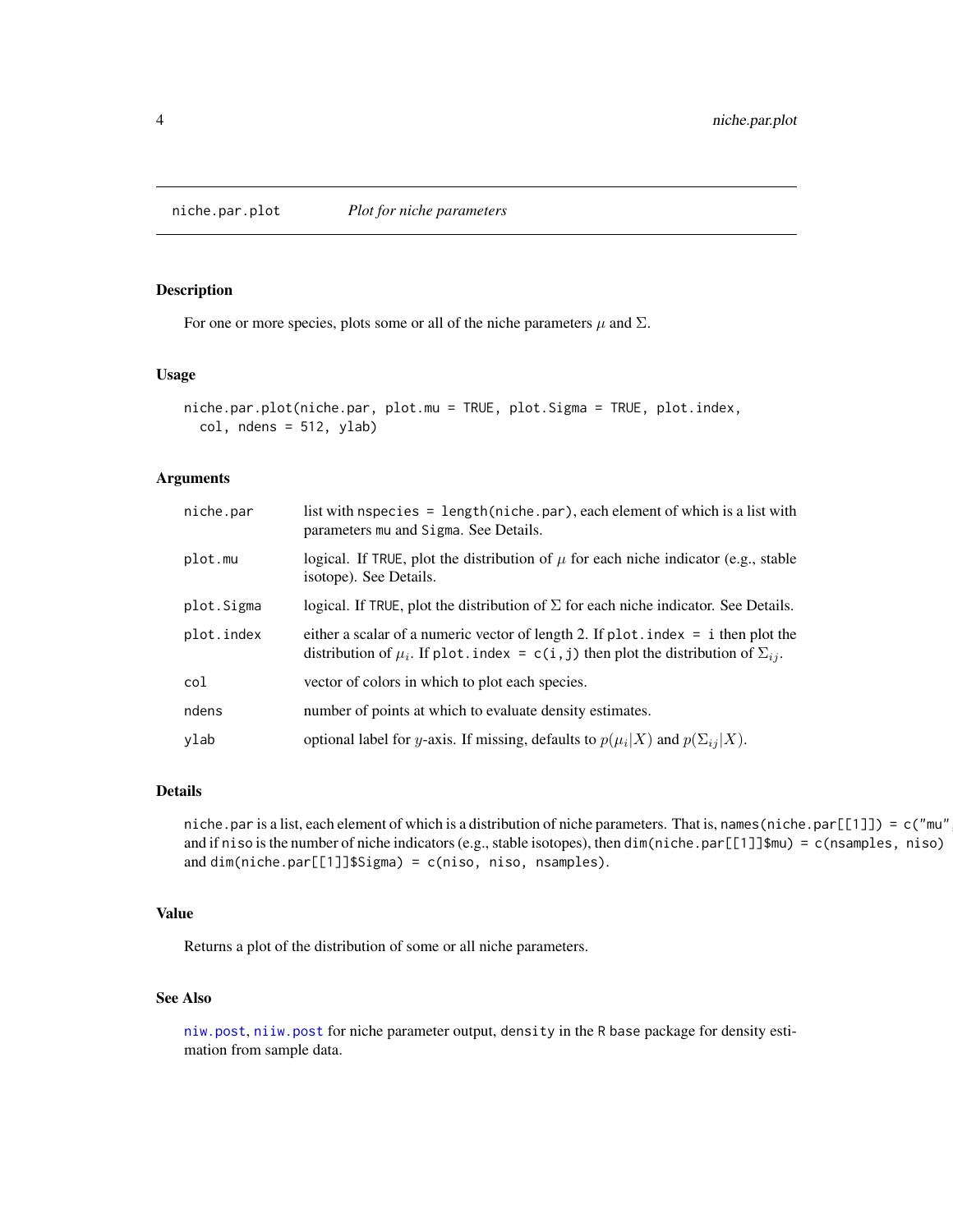## niche.par.plot *Plot for niche parameters*

### Description

For one or more species, plots some or all of the niche parameters $\mu$ and $\Sigma$.

### Usage

```
niche.par.plot(niche.par, plot.mu = TRUE, plot.Sigma = TRUE, plot.index,
  col, ndens = 512, ylab)
```

### Arguments

| | |
|---|---|
| niche.par | list with nspecies = length(niche.par), each element of which is a list with parameters mu and Sigma. See Details. |
| plot.mu | logical. If TRUE, plot the distribution of $\mu$ for each niche indicator (e.g., stable isotope). See Details. |
| plot.Sigma | logical. If TRUE, plot the distribution of $\Sigma$ for each niche indicator. See Details. |
| plot.index | either a scalar of a numeric vector of length 2. If plot.index = i then plot the distribution of $\mu_i$. If plot.index = c(i,j) then plot the distribution of $\Sigma_{ij}$. |
| col | vector of colors in which to plot each species. |
| ndens | number of points at which to evaluate density estimates. |
| ylab | optional label for $y$-axis. If missing, defaults to $p(\mu_i \vert X)$ and $p(\Sigma_{ij} \vert X)$. |

### Details

niche.par is a list, each element of which is a distribution of niche parameters. That is, names(niche.par[[1]]) = c("mu", and if niso is the number of niche indicators (e.g., stable isotopes), then dim(niche.par[[1]]$mu) = c(nsamples, niso) and dim(niche.par[[1]]$Sigma) = c(niso, niso, nsamples).

### Value

Returns a plot of the distribution of some or all niche parameters.

### See Also

niw.post, niiw.post for niche parameter output, density in the R base package for density estimation from sample data.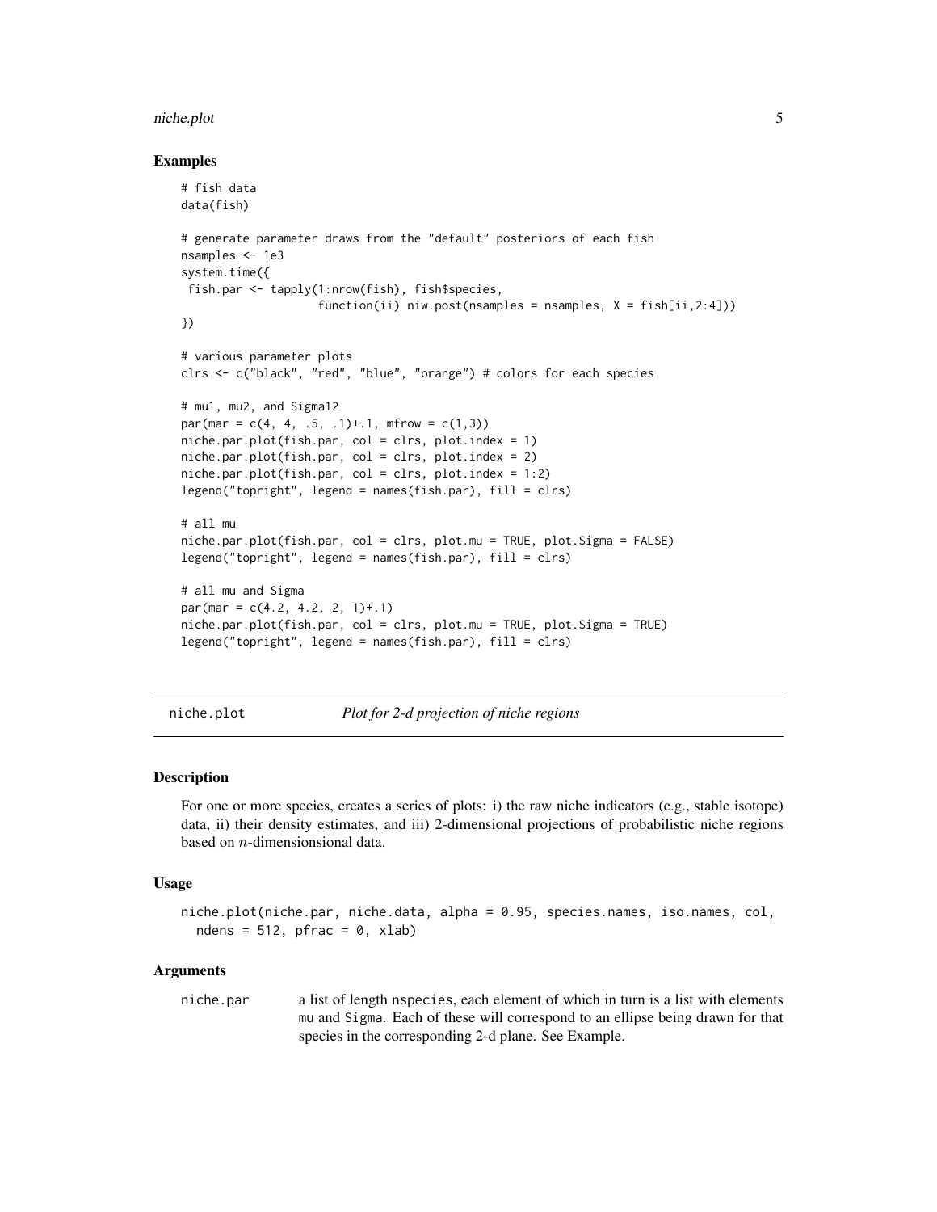### Examples

```
# fish data
data(fish)

# generate parameter draws from the "default" posteriors of each fish
nsamples <- 1e3
system.time({
 fish.par <- tapply(1:nrow(fish), fish$species,
                    function(ii) niw.post(nsamples = nsamples, X = fish[ii,2:4]))
})

# various parameter plots
clrs <- c("black", "red", "blue", "orange") # colors for each species

# mu1, mu2, and Sigma12
par(mar = c(4, 4, .5, .1)+.1, mfrow = c(1,3))
niche.par.plot(fish.par, col = clrs, plot.index = 1)
niche.par.plot(fish.par, col = clrs, plot.index = 2)
niche.par.plot(fish.par, col = clrs, plot.index = 1:2)
legend("topright", legend = names(fish.par), fill = clrs)

# all mu
niche.par.plot(fish.par, col = clrs, plot.mu = TRUE, plot.Sigma = FALSE)
legend("topright", legend = names(fish.par), fill = clrs)

# all mu and Sigma
par(mar = c(4.2, 4.2, 2, 1)+.1)
niche.par.plot(fish.par, col = clrs, plot.mu = TRUE, plot.Sigma = TRUE)
legend("topright", legend = names(fish.par), fill = clrs)
```

---

## niche.plot — *Plot for 2-d projection of niche regions*

### Description

For one or more species, creates a series of plots: i) the raw niche indicators (e.g., stable isotope) data, ii) their density estimates, and iii) 2-dimensional projections of probabilistic niche regions based on $n$-dimensionsional data.

### Usage

```
niche.plot(niche.par, niche.data, alpha = 0.95, species.names, iso.names, col,
  ndens = 512, pfrac = 0, xlab)
```

### Arguments

| | |
|---|---|
| `niche.par` | a list of length `nspecies`, each element of which in turn is a list with elements `mu` and `Sigma`. Each of these will correspond to an ellipse being drawn for that species in the corresponding 2-d plane. See Example. |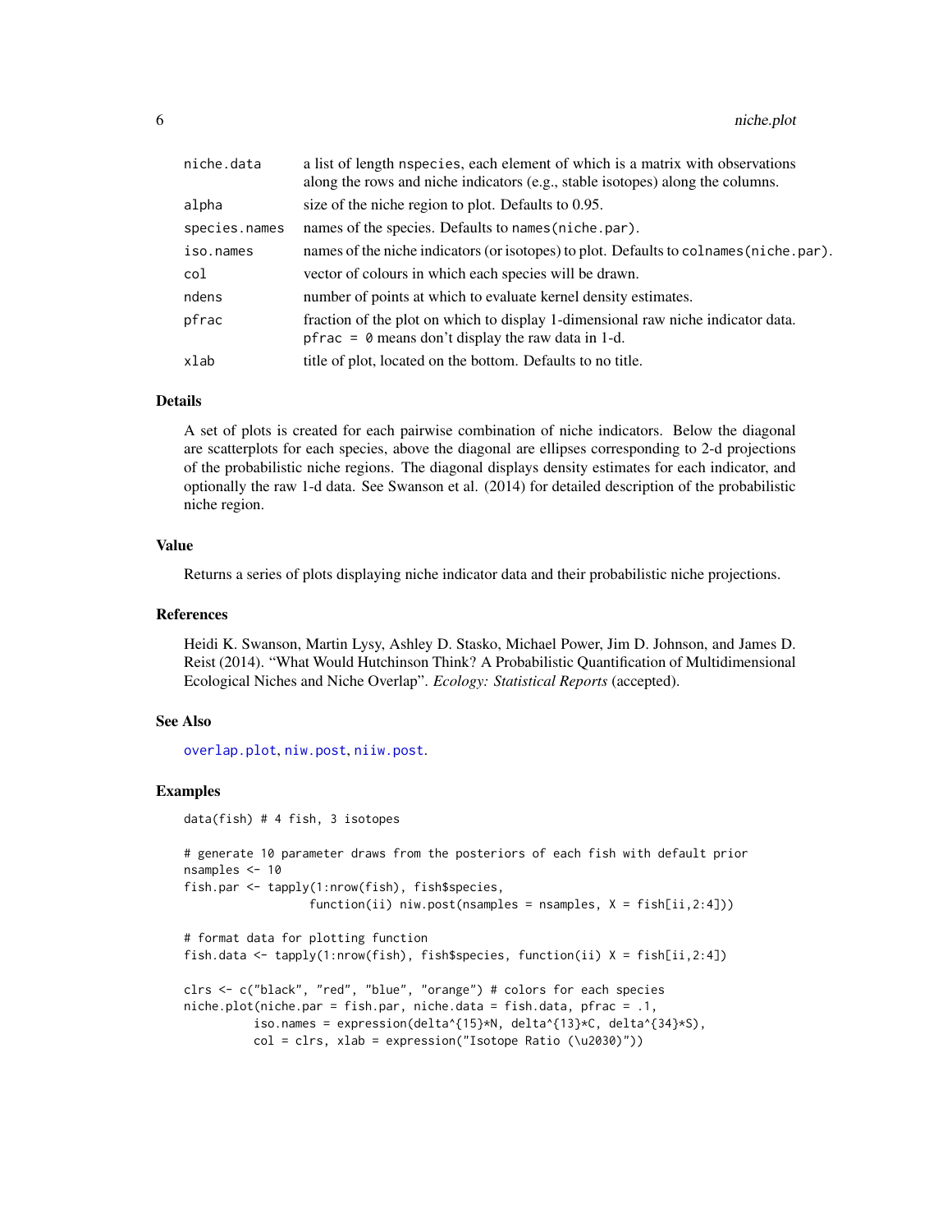| | |
|---|---|
| niche.data | a list of length nspecies, each element of which is a matrix with observations along the rows and niche indicators (e.g., stable isotopes) along the columns. |
| alpha | size of the niche region to plot. Defaults to 0.95. |
| species.names | names of the species. Defaults to names(niche.par). |
| iso.names | names of the niche indicators (or isotopes) to plot. Defaults to colnames(niche.par). |
| col | vector of colours in which each species will be drawn. |
| ndens | number of points at which to evaluate kernel density estimates. |
| pfrac | fraction of the plot on which to display 1-dimensional raw niche indicator data. pfrac = 0 means don't display the raw data in 1-d. |
| xlab | title of plot, located on the bottom. Defaults to no title. |

### Details

A set of plots is created for each pairwise combination of niche indicators. Below the diagonal are scatterplots for each species, above the diagonal are ellipses corresponding to 2-d projections of the probabilistic niche regions. The diagonal displays density estimates for each indicator, and optionally the raw 1-d data. See Swanson et al. (2014) for detailed description of the probabilistic niche region.

### Value

Returns a series of plots displaying niche indicator data and their probabilistic niche projections.

### References

Heidi K. Swanson, Martin Lysy, Ashley D. Stasko, Michael Power, Jim D. Johnson, and James D. Reist (2014). "What Would Hutchinson Think? A Probabilistic Quantification of Multidimensional Ecological Niches and Niche Overlap". *Ecology: Statistical Reports* (accepted).

### See Also

overlap.plot, niw.post, niiw.post.

### Examples

```
data(fish) # 4 fish, 3 isotopes

# generate 10 parameter draws from the posteriors of each fish with default prior
nsamples <- 10
fish.par <- tapply(1:nrow(fish), fish$species,
                   function(ii) niw.post(nsamples = nsamples, X = fish[ii,2:4]))

# format data for plotting function
fish.data <- tapply(1:nrow(fish), fish$species, function(ii) X = fish[ii,2:4])

clrs <- c("black", "red", "blue", "orange") # colors for each species
niche.plot(niche.par = fish.par, niche.data = fish.data, pfrac = .1,
          iso.names = expression(delta^{15}*N, delta^{13}*C, delta^{34}*S),
          col = clrs, xlab = expression("Isotope Ratio (\u2030)"))
```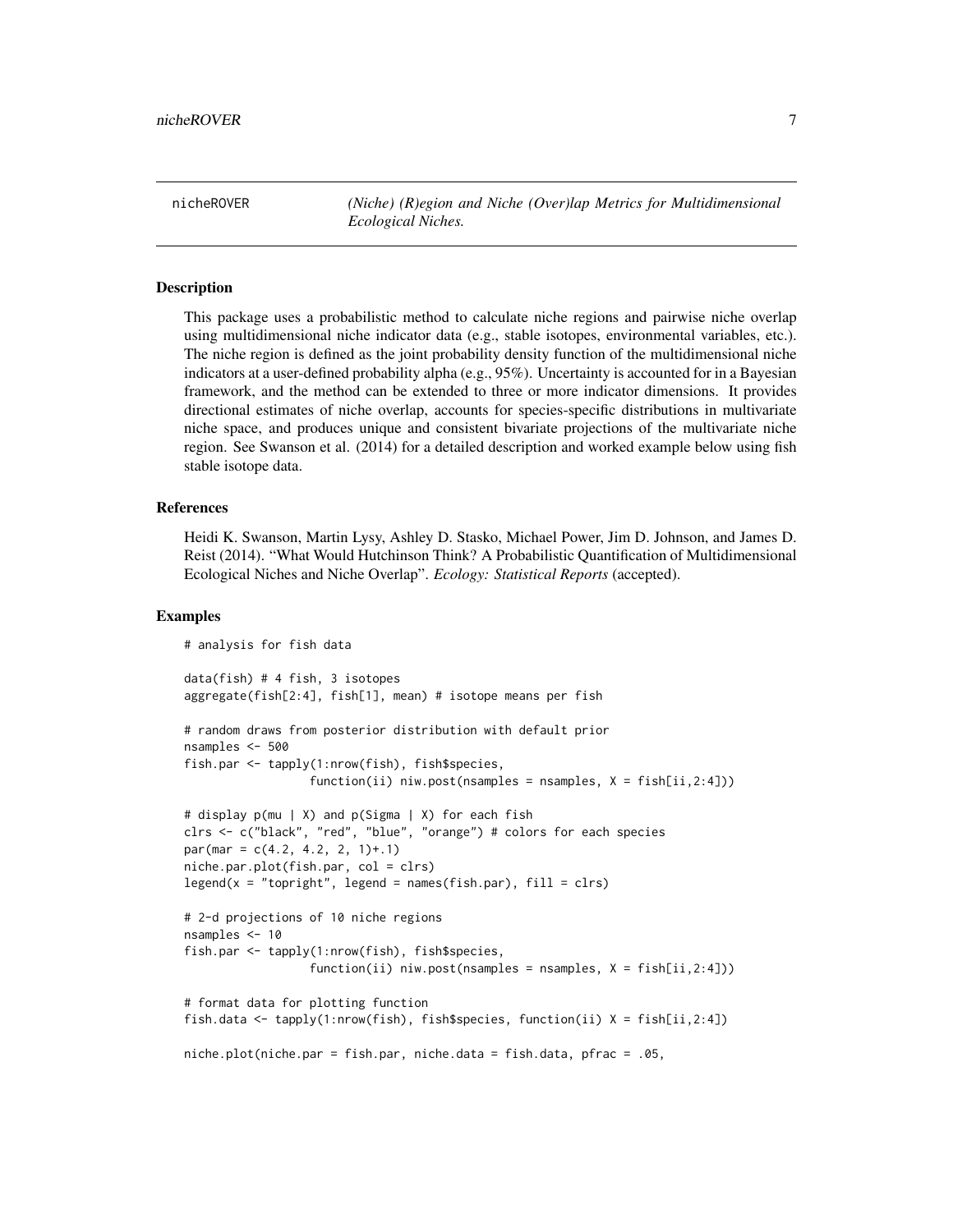nicheROVER — *(Niche) (R)egion and Niche (Over)lap Metrics for Multidimensional Ecological Niches.*

## Description

This package uses a probabilistic method to calculate niche regions and pairwise niche overlap using multidimensional niche indicator data (e.g., stable isotopes, environmental variables, etc.). The niche region is defined as the joint probability density function of the multidimensional niche indicators at a user-defined probability alpha (e.g., 95%). Uncertainty is accounted for in a Bayesian framework, and the method can be extended to three or more indicator dimensions. It provides directional estimates of niche overlap, accounts for species-specific distributions in multivariate niche space, and produces unique and consistent bivariate projections of the multivariate niche region. See Swanson et al. (2014) for a detailed description and worked example below using fish stable isotope data.

## References

Heidi K. Swanson, Martin Lysy, Ashley D. Stasko, Michael Power, Jim D. Johnson, and James D. Reist (2014). "What Would Hutchinson Think? A Probabilistic Quantification of Multidimensional Ecological Niches and Niche Overlap". *Ecology: Statistical Reports* (accepted).

## Examples

```
# analysis for fish data

data(fish) # 4 fish, 3 isotopes
aggregate(fish[2:4], fish[1], mean) # isotope means per fish

# random draws from posterior distribution with default prior
nsamples <- 500
fish.par <- tapply(1:nrow(fish), fish$species,
                   function(ii) niw.post(nsamples = nsamples, X = fish[ii,2:4]))

# display p(mu | X) and p(Sigma | X) for each fish
clrs <- c("black", "red", "blue", "orange") # colors for each species
par(mar = c(4.2, 4.2, 2, 1)+.1)
niche.par.plot(fish.par, col = clrs)
legend(x = "topright", legend = names(fish.par), fill = clrs)

# 2-d projections of 10 niche regions
nsamples <- 10
fish.par <- tapply(1:nrow(fish), fish$species,
                   function(ii) niw.post(nsamples = nsamples, X = fish[ii,2:4]))

# format data for plotting function
fish.data <- tapply(1:nrow(fish), fish$species, function(ii) X = fish[ii,2:4])

niche.plot(niche.par = fish.par, niche.data = fish.data, pfrac = .05,
```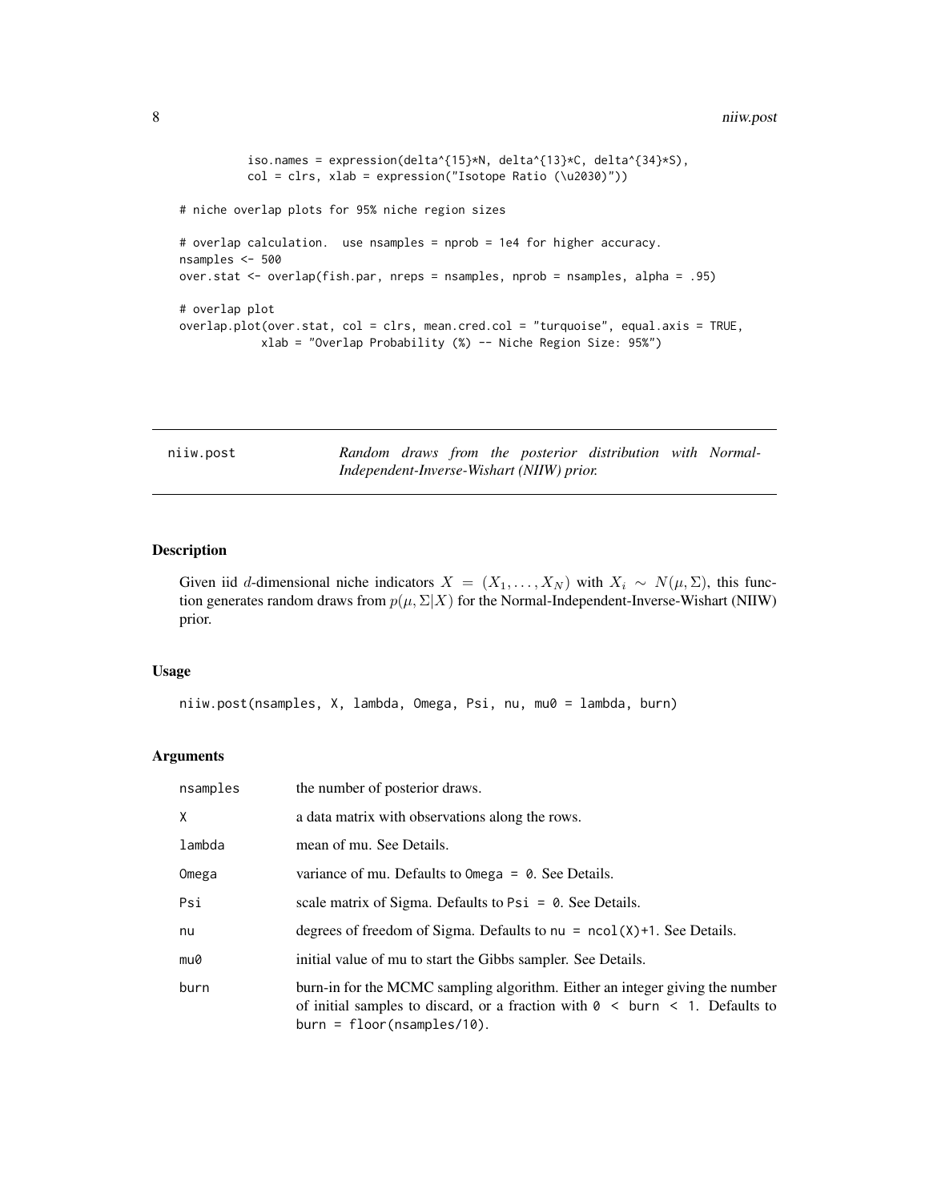```
          iso.names = expression(delta^{15}*N, delta^{13}*C, delta^{34}*S),
          col = clrs, xlab = expression("Isotope Ratio (\u2030)"))

# niche overlap plots for 95% niche region sizes

# overlap calculation.  use nsamples = nprob = 1e4 for higher accuracy.
nsamples <- 500
over.stat <- overlap(fish.par, nreps = nsamples, nprob = nsamples, alpha = .95)

# overlap plot
overlap.plot(over.stat, col = clrs, mean.cred.col = "turquoise", equal.axis = TRUE,
             xlab = "Overlap Probability (%) -- Niche Region Size: 95%")
```

---

## niw.post — *Random draws from the posterior distribution with Normal-Independent-Inverse-Wishart (NIIW) prior.*

### Description

Given iid $d$-dimensional niche indicators $X = (X_1, \ldots, X_N)$ with $X_i \sim N(\mu, \Sigma)$, this function generates random draws from $p(\mu, \Sigma | X)$ for the Normal-Independent-Inverse-Wishart (NIIW) prior.

### Usage

```
niiw.post(nsamples, X, lambda, Omega, Psi, nu, mu0 = lambda, burn)
```

### Arguments

| | |
|---|---|
| nsamples | the number of posterior draws. |
| X | a data matrix with observations along the rows. |
| lambda | mean of mu. See Details. |
| Omega | variance of mu. Defaults to `Omega = 0`. See Details. |
| Psi | scale matrix of Sigma. Defaults to `Psi = 0`. See Details. |
| nu | degrees of freedom of Sigma. Defaults to `nu = ncol(X)+1`. See Details. |
| mu0 | initial value of mu to start the Gibbs sampler. See Details. |
| burn | burn-in for the MCMC sampling algorithm. Either an integer giving the number of initial samples to discard, or a fraction with `0 < burn < 1`. Defaults to `burn = floor(nsamples/10)`. |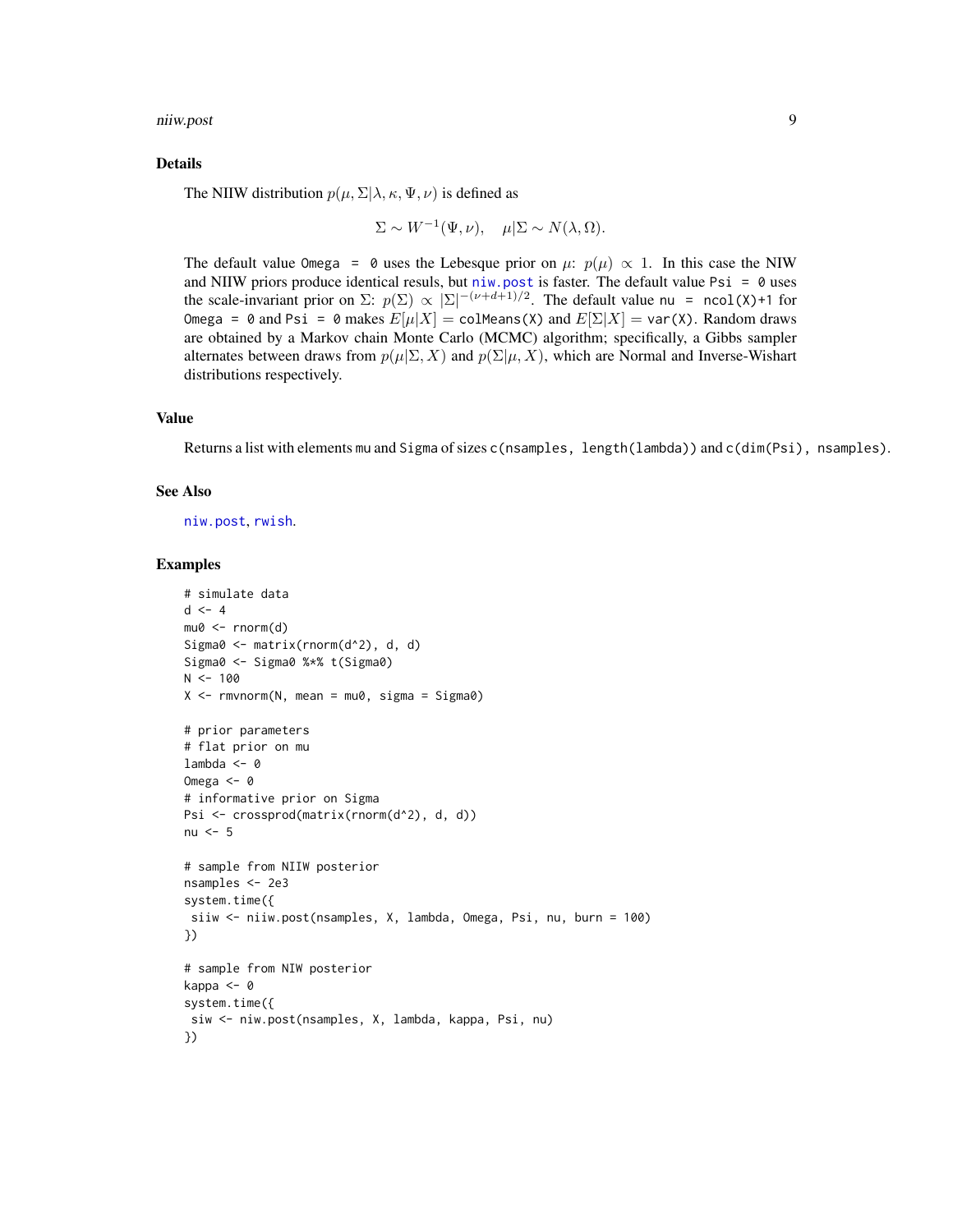## Details

The NIIW distribution $p(\mu, \Sigma | \lambda, \kappa, \Psi, \nu)$ is defined as

$$\Sigma \sim W^{-1}(\Psi, \nu), \quad \mu | \Sigma \sim N(\lambda, \Omega).$$

The default value `Omega = 0` uses the Lebesque prior on $\mu$: $p(\mu) \propto 1$. In this case the NIW and NIIW priors produce identical resuls, but `niw.post` is faster. The default value `Psi = 0` uses the scale-invariant prior on $\Sigma$: $p(\Sigma) \propto |\Sigma|^{-(\nu+d+1)/2}$. The default value `nu = ncol(X)+1` for `Omega = 0` and `Psi = 0` makes $E[\mu|X] =$ `colMeans(X)` and $E[\Sigma|X] =$ `var(X)`. Random draws are obtained by a Markov chain Monte Carlo (MCMC) algorithm; specifically, a Gibbs sampler alternates between draws from $p(\mu|\Sigma, X)$ and $p(\Sigma|\mu, X)$, which are Normal and Inverse-Wishart distributions respectively.

## Value

Returns a list with elements `mu` and `Sigma` of sizes `c(nsamples, length(lambda))` and `c(dim(Psi), nsamples)`.

## See Also

`niw.post`, `rwish`.

## Examples

```
# simulate data
d <- 4
mu0 <- rnorm(d)
Sigma0 <- matrix(rnorm(d^2), d, d)
Sigma0 <- Sigma0 %*% t(Sigma0)
N <- 100
X <- rmvnorm(N, mean = mu0, sigma = Sigma0)

# prior parameters
# flat prior on mu
lambda <- 0
Omega <- 0
# informative prior on Sigma
Psi <- crossprod(matrix(rnorm(d^2), d, d))
nu <- 5

# sample from NIIW posterior
nsamples <- 2e3
system.time({
 siiw <- niiw.post(nsamples, X, lambda, Omega, Psi, nu, burn = 100)
})

# sample from NIW posterior
kappa <- 0
system.time({
 siw <- niw.post(nsamples, X, lambda, kappa, Psi, nu)
})
```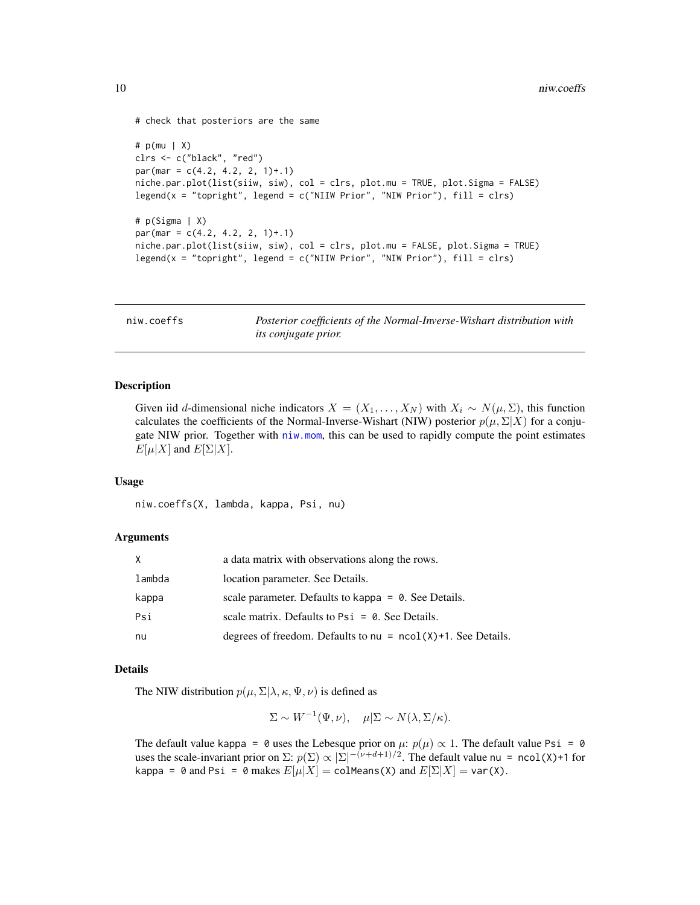```
# check that posteriors are the same

# p(mu | X)
clrs <- c("black", "red")
par(mar = c(4.2, 4.2, 2, 1)+.1)
niche.par.plot(list(siiw, siw), col = clrs, plot.mu = TRUE, plot.Sigma = FALSE)
legend(x = "topright", legend = c("NIIW Prior", "NIW Prior"), fill = clrs)

# p(Sigma | X)
par(mar = c(4.2, 4.2, 2, 1)+.1)
niche.par.plot(list(siiw, siw), col = clrs, plot.mu = FALSE, plot.Sigma = TRUE)
legend(x = "topright", legend = c("NIIW Prior", "NIW Prior"), fill = clrs)
```

---

## niw.coeffs — *Posterior coefficients of the Normal-Inverse-Wishart distribution with its conjugate prior.*

---

### Description

Given iid $d$-dimensional niche indicators $X = (X_1, \ldots, X_N)$ with $X_i \sim N(\mu, \Sigma)$, this function calculates the coefficients of the Normal-Inverse-Wishart (NIW) posterior $p(\mu, \Sigma | X)$ for a conjugate NIW prior. Together with niw.mom, this can be used to rapidly compute the point estimates $E[\mu|X]$ and $E[\Sigma|X]$.

### Usage

```
niw.coeffs(X, lambda, kappa, Psi, nu)
```

### Arguments

| | |
|---|---|
| X | a data matrix with observations along the rows. |
| lambda | location parameter. See Details. |
| kappa | scale parameter. Defaults to `kappa = 0`. See Details. |
| Psi | scale matrix. Defaults to `Psi = 0`. See Details. |
| nu | degrees of freedom. Defaults to `nu = ncol(X)+1`. See Details. |

### Details

The NIW distribution $p(\mu, \Sigma | \lambda, \kappa, \Psi, \nu)$ is defined as

$$\Sigma \sim W^{-1}(\Psi, \nu), \quad \mu | \Sigma \sim N(\lambda, \Sigma/\kappa).$$

The default value `kappa = 0` uses the Lebesque prior on $\mu$: $p(\mu) \propto 1$. The default value `Psi = 0` uses the scale-invariant prior on $\Sigma$: $p(\Sigma) \propto |\Sigma|^{-(\nu+d+1)/2}$. The default value `nu = ncol(X)+1` for `kappa = 0` and `Psi = 0` makes $E[\mu|X] = \texttt{colMeans(X)}$ and $E[\Sigma|X] = \texttt{var(X)}$.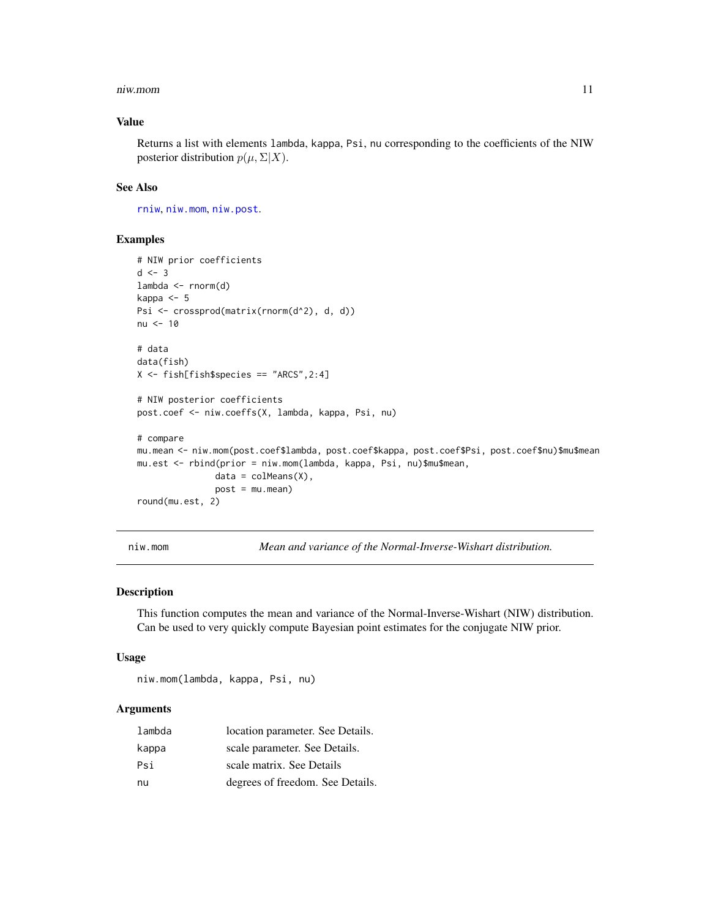## Value

Returns a list with elements lambda, kappa, Psi, nu corresponding to the coefficients of the NIW posterior distribution $p(\mu, \Sigma|X)$.

## See Also

rniw, niw.mom, niw.post.

## Examples

```
# NIW prior coefficients
d <- 3
lambda <- rnorm(d)
kappa <- 5
Psi <- crossprod(matrix(rnorm(d^2), d, d))
nu <- 10

# data
data(fish)
X <- fish[fish$species == "ARCS",2:4]

# NIW posterior coefficients
post.coef <- niw.coeffs(X, lambda, kappa, Psi, nu)

# compare
mu.mean <- niw.mom(post.coef$lambda, post.coef$kappa, post.coef$Psi, post.coef$nu)$mu$mean
mu.est <- rbind(prior = niw.mom(lambda, kappa, Psi, nu)$mu$mean,
                data = colMeans(X),
                post = mu.mean)
round(mu.est, 2)
```

---

# niw.mom — *Mean and variance of the Normal-Inverse-Wishart distribution.*

## Description

This function computes the mean and variance of the Normal-Inverse-Wishart (NIW) distribution. Can be used to very quickly compute Bayesian point estimates for the conjugate NIW prior.

## Usage

```
niw.mom(lambda, kappa, Psi, nu)
```

## Arguments

| | |
|---|---|
| lambda | location parameter. See Details. |
| kappa | scale parameter. See Details. |
| Psi | scale matrix. See Details |
| nu | degrees of freedom. See Details. |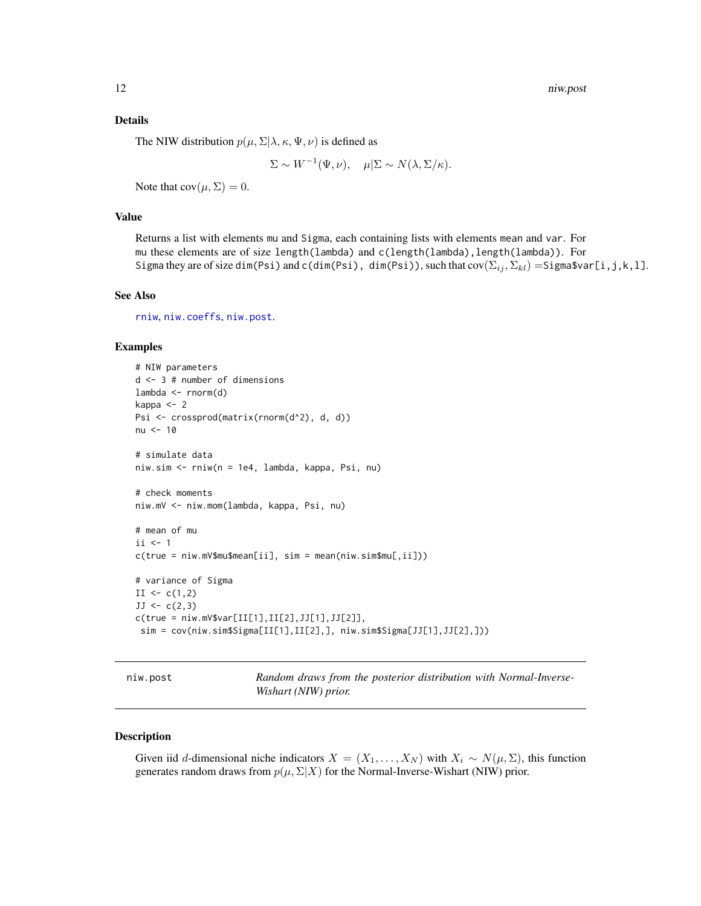### Details

The NIW distribution $p(\mu, \Sigma|\lambda, \kappa, \Psi, \nu)$ is defined as

$$\Sigma \sim W^{-1}(\Psi, \nu), \quad \mu|\Sigma \sim N(\lambda, \Sigma/\kappa).$$

Note that $\text{cov}(\mu, \Sigma) = 0$.

### Value

Returns a list with elements mu and Sigma, each containing lists with elements mean and var. For mu these elements are of size length(lambda) and c(length(lambda),length(lambda)). For Sigma they are of size dim(Psi) and c(dim(Psi), dim(Psi)), such that $\text{cov}(\Sigma_{ij}, \Sigma_{kl}) =$ Sigma$var[i,j,k,l].

### See Also

rniw, niw.coeffs, niw.post.

### Examples

```
# NIW parameters
d <- 3 # number of dimensions
lambda <- rnorm(d)
kappa <- 2
Psi <- crossprod(matrix(rnorm(d^2), d, d))
nu <- 10

# simulate data
niw.sim <- rniw(n = 1e4, lambda, kappa, Psi, nu)

# check moments
niw.mV <- niw.mom(lambda, kappa, Psi, nu)

# mean of mu
ii <- 1
c(true = niw.mV$mu$mean[ii], sim = mean(niw.sim$mu[,ii]))

# variance of Sigma
II <- c(1,2)
JJ <- c(2,3)
c(true = niw.mV$var[II[1],II[2],JJ[1],JJ[2]],
 sim = cov(niw.sim$Sigma[II[1],II[2],], niw.sim$Sigma[JJ[1],JJ[2],]))
```

---

## niw.post — *Random draws from the posterior distribution with Normal-Inverse-Wishart (NIW) prior.*

---

### Description

Given iid $d$-dimensional niche indicators $X = (X_1, \ldots, X_N)$ with $X_i \sim N(\mu, \Sigma)$, this function generates random draws from $p(\mu, \Sigma|X)$ for the Normal-Inverse-Wishart (NIW) prior.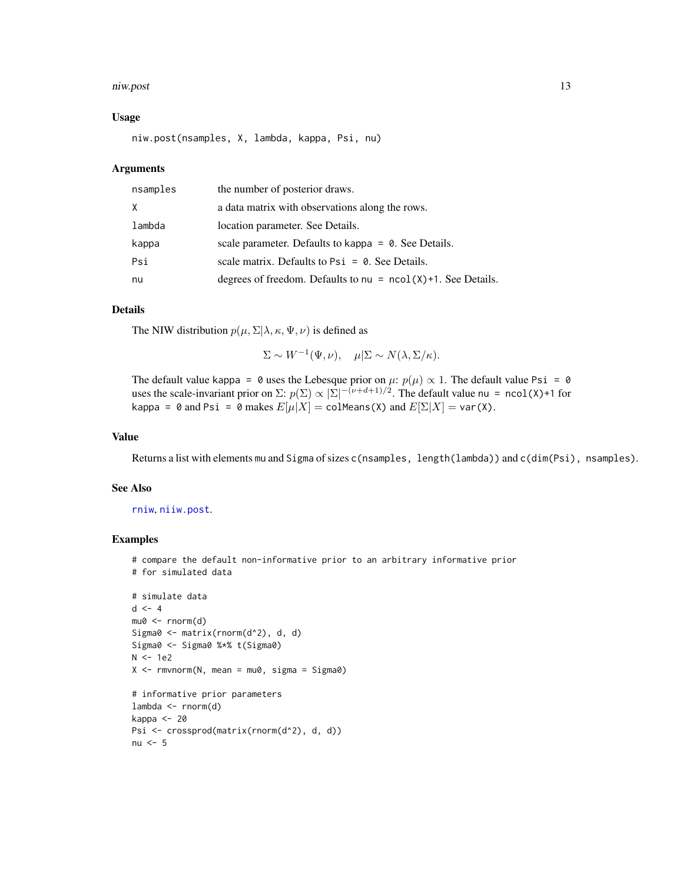### Usage

```
niw.post(nsamples, X, lambda, kappa, Psi, nu)
```

### Arguments

| | |
|---|---|
| nsamples | the number of posterior draws. |
| X | a data matrix with observations along the rows. |
| lambda | location parameter. See Details. |
| kappa | scale parameter. Defaults to `kappa = 0`. See Details. |
| Psi | scale matrix. Defaults to `Psi = 0`. See Details. |
| nu | degrees of freedom. Defaults to `nu = ncol(X)+1`. See Details. |

### Details

The NIW distribution $p(\mu, \Sigma | \lambda, \kappa, \Psi, \nu)$ is defined as

$$\Sigma \sim W^{-1}(\Psi, \nu), \quad \mu | \Sigma \sim N(\lambda, \Sigma/\kappa).$$

The default value `kappa = 0` uses the Lebesque prior on $\mu$: $p(\mu) \propto 1$. The default value `Psi = 0` uses the scale-invariant prior on $\Sigma$: $p(\Sigma) \propto |\Sigma|^{-(\nu+d+1)/2}$. The default value `nu = ncol(X)+1` for `kappa = 0` and `Psi = 0` makes $E[\mu|X] =$ `colMeans(X)` and $E[\Sigma|X] =$ `var(X)`.

### Value

Returns a list with elements `mu` and `Sigma` of sizes `c(nsamples, length(lambda))` and `c(dim(Psi), nsamples)`.

### See Also

`rniw`, `niiw.post`.

### Examples

```
# compare the default non-informative prior to an arbitrary informative prior
# for simulated data

# simulate data
d <- 4
mu0 <- rnorm(d)
Sigma0 <- matrix(rnorm(d^2), d, d)
Sigma0 <- Sigma0 %*% t(Sigma0)
N <- 1e2
X <- rmvnorm(N, mean = mu0, sigma = Sigma0)

# informative prior parameters
lambda <- rnorm(d)
kappa <- 20
Psi <- crossprod(matrix(rnorm(d^2), d, d))
nu <- 5
```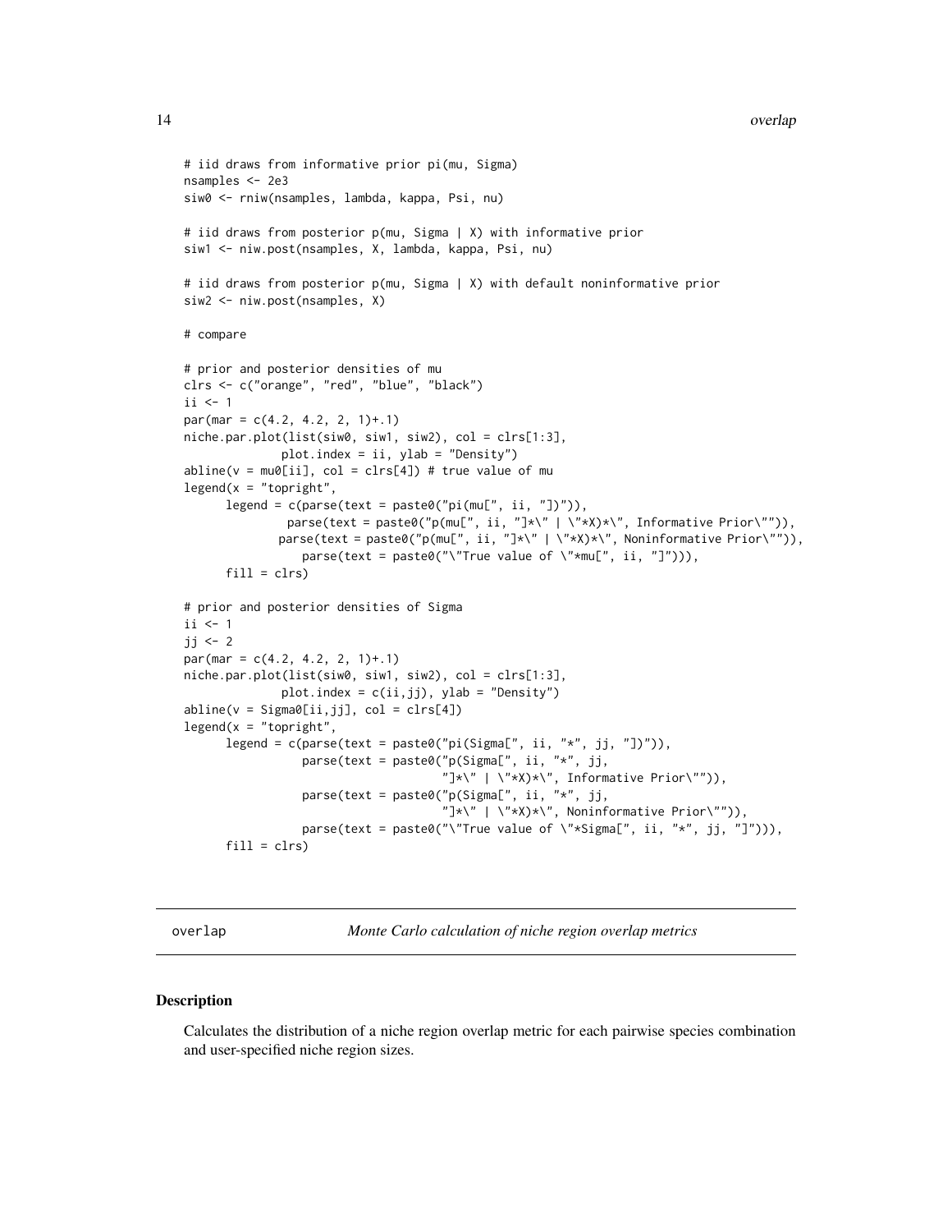```
# iid draws from informative prior pi(mu, Sigma)
nsamples <- 2e3
siw0 <- rniw(nsamples, lambda, kappa, Psi, nu)

# iid draws from posterior p(mu, Sigma | X) with informative prior
siw1 <- niw.post(nsamples, X, lambda, kappa, Psi, nu)

# iid draws from posterior p(mu, Sigma | X) with default noninformative prior
siw2 <- niw.post(nsamples, X)

# compare

# prior and posterior densities of mu
clrs <- c("orange", "red", "blue", "black")
ii <- 1
par(mar = c(4.2, 4.2, 2, 1)+.1)
niche.par.plot(list(siw0, siw1, siw2), col = clrs[1:3],
               plot.index = ii, ylab = "Density")
abline(v = mu0[ii], col = clrs[4]) # true value of mu
legend(x = "topright",
       legend = c(parse(text = paste0("pi(mu[", ii, "])")),
                  parse(text = paste0("p(mu[", ii, "]*\" | \"*X)*\", Informative Prior\"")),
                 parse(text = paste0("p(mu[", ii, "]*\" | \"*X)*\", Noninformative Prior\"")),
                    parse(text = paste0("\"True value of \"*mu[", ii, "]"))),
       fill = clrs)

# prior and posterior densities of Sigma
ii <- 1
jj <- 2
par(mar = c(4.2, 4.2, 2, 1)+.1)
niche.par.plot(list(siw0, siw1, siw2), col = clrs[1:3],
               plot.index = c(ii,jj), ylab = "Density")
abline(v = Sigma0[ii,jj], col = clrs[4])
legend(x = "topright",
       legend = c(parse(text = paste0("pi(Sigma[", ii, "*", jj, "])")),
                    parse(text = paste0("p(Sigma[", ii, "*", jj,
                                        "]*\" | \"*X)*\", Informative Prior\"")),
                    parse(text = paste0("p(Sigma[", ii, "*", jj,
                                        "]*\" | \"*X)*\", Noninformative Prior\"")),
                    parse(text = paste0("\"True value of \"*Sigma[", ii, "*", jj, "]"))),
       fill = clrs)
```

## overlap — *Monte Carlo calculation of niche region overlap metrics*

### Description

Calculates the distribution of a niche region overlap metric for each pairwise species combination and user-specified niche region sizes.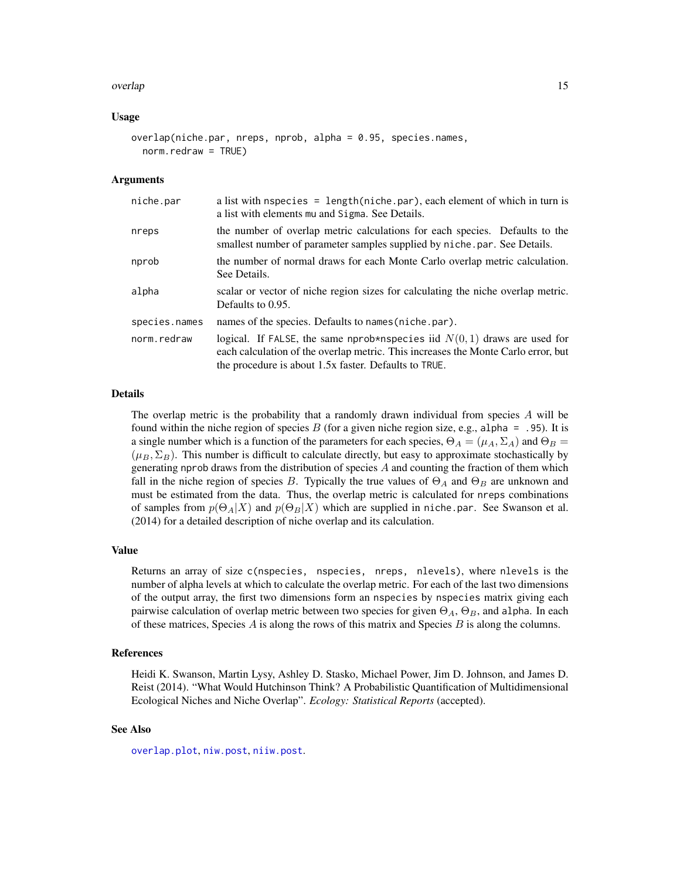### Usage

```
overlap(niche.par, nreps, nprob, alpha = 0.95, species.names,
  norm.redraw = TRUE)
```

### Arguments

| | |
|---|---|
| `niche.par` | a list with `nspecies = length(niche.par)`, each element of which in turn is a list with elements `mu` and `Sigma`. See Details. |
| `nreps` | the number of overlap metric calculations for each species. Defaults to the smallest number of parameter samples supplied by `niche.par`. See Details. |
| `nprob` | the number of normal draws for each Monte Carlo overlap metric calculation. See Details. |
| `alpha` | scalar or vector of niche region sizes for calculating the niche overlap metric. Defaults to 0.95. |
| `species.names` | names of the species. Defaults to `names(niche.par)`. |
| `norm.redraw` | logical. If `FALSE`, the same `nprob*nspecies` iid $N(0, 1)$ draws are used for each calculation of the overlap metric. This increases the Monte Carlo error, but the procedure is about 1.5x faster. Defaults to `TRUE`. |

### Details

The overlap metric is the probability that a randomly drawn individual from species $A$ will be found within the niche region of species $B$ (for a given niche region size, e.g., `alpha = .95`). It is a single number which is a function of the parameters for each species, $\Theta_A = (\mu_A, \Sigma_A)$ and $\Theta_B = (\mu_B, \Sigma_B)$. This number is difficult to calculate directly, but easy to approximate stochastically by generating `nprob` draws from the distribution of species $A$ and counting the fraction of them which fall in the niche region of species $B$. Typically the true values of $\Theta_A$ and $\Theta_B$ are unknown and must be estimated from the data. Thus, the overlap metric is calculated for `nreps` combinations of samples from $p(\Theta_A|X)$ and $p(\Theta_B|X)$ which are supplied in `niche.par`. See Swanson et al. (2014) for a detailed description of niche overlap and its calculation.

### Value

Returns an array of size `c(nspecies, nspecies, nreps, nlevels)`, where `nlevels` is the number of alpha levels at which to calculate the overlap metric. For each of the last two dimensions of the output array, the first two dimensions form an `nspecies` by `nspecies` matrix giving each pairwise calculation of overlap metric between two species for given $\Theta_A$, $\Theta_B$, and `alpha`. In each of these matrices, Species $A$ is along the rows of this matrix and Species $B$ is along the columns.

### References

Heidi K. Swanson, Martin Lysy, Ashley D. Stasko, Michael Power, Jim D. Johnson, and James D. Reist (2014). "What Would Hutchinson Think? A Probabilistic Quantification of Multidimensional Ecological Niches and Niche Overlap". *Ecology: Statistical Reports* (accepted).

### See Also

`overlap.plot`, `niw.post`, `niiw.post`.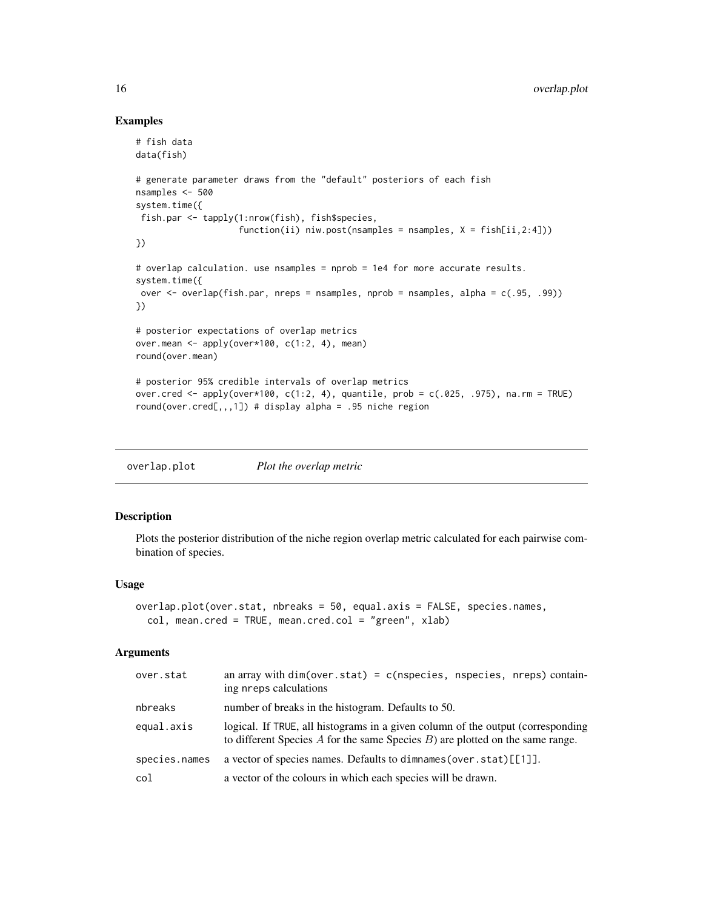## Examples

```
# fish data
data(fish)

# generate parameter draws from the "default" posteriors of each fish
nsamples <- 500
system.time({
 fish.par <- tapply(1:nrow(fish), fish$species,
                    function(ii) niw.post(nsamples = nsamples, X = fish[ii,2:4]))
})

# overlap calculation. use nsamples = nprob = 1e4 for more accurate results.
system.time({
 over <- overlap(fish.par, nreps = nsamples, nprob = nsamples, alpha = c(.95, .99))
})

# posterior expectations of overlap metrics
over.mean <- apply(over*100, c(1:2, 4), mean)
round(over.mean)

# posterior 95% credible intervals of overlap metrics
over.cred <- apply(over*100, c(1:2, 4), quantile, prob = c(.025, .975), na.rm = TRUE)
round(over.cred[,,,1]) # display alpha = .95 niche region
```

---

## overlap.plot    *Plot the overlap metric*

---

### Description

Plots the posterior distribution of the niche region overlap metric calculated for each pairwise combination of species.

### Usage

```
overlap.plot(over.stat, nbreaks = 50, equal.axis = FALSE, species.names,
  col, mean.cred = TRUE, mean.cred.col = "green", xlab)
```

### Arguments

| | |
|---|---|
| over.stat | an array with `dim(over.stat) = c(nspecies, nspecies, nreps)` containing nreps calculations |
| nbreaks | number of breaks in the histogram. Defaults to 50. |
| equal.axis | logical. If TRUE, all histograms in a given column of the output (corresponding to different Species $A$ for the same Species $B$) are plotted on the same range. |
| species.names | a vector of species names. Defaults to `dimnames(over.stat)[[1]]`. |
| col | a vector of the colours in which each species will be drawn. |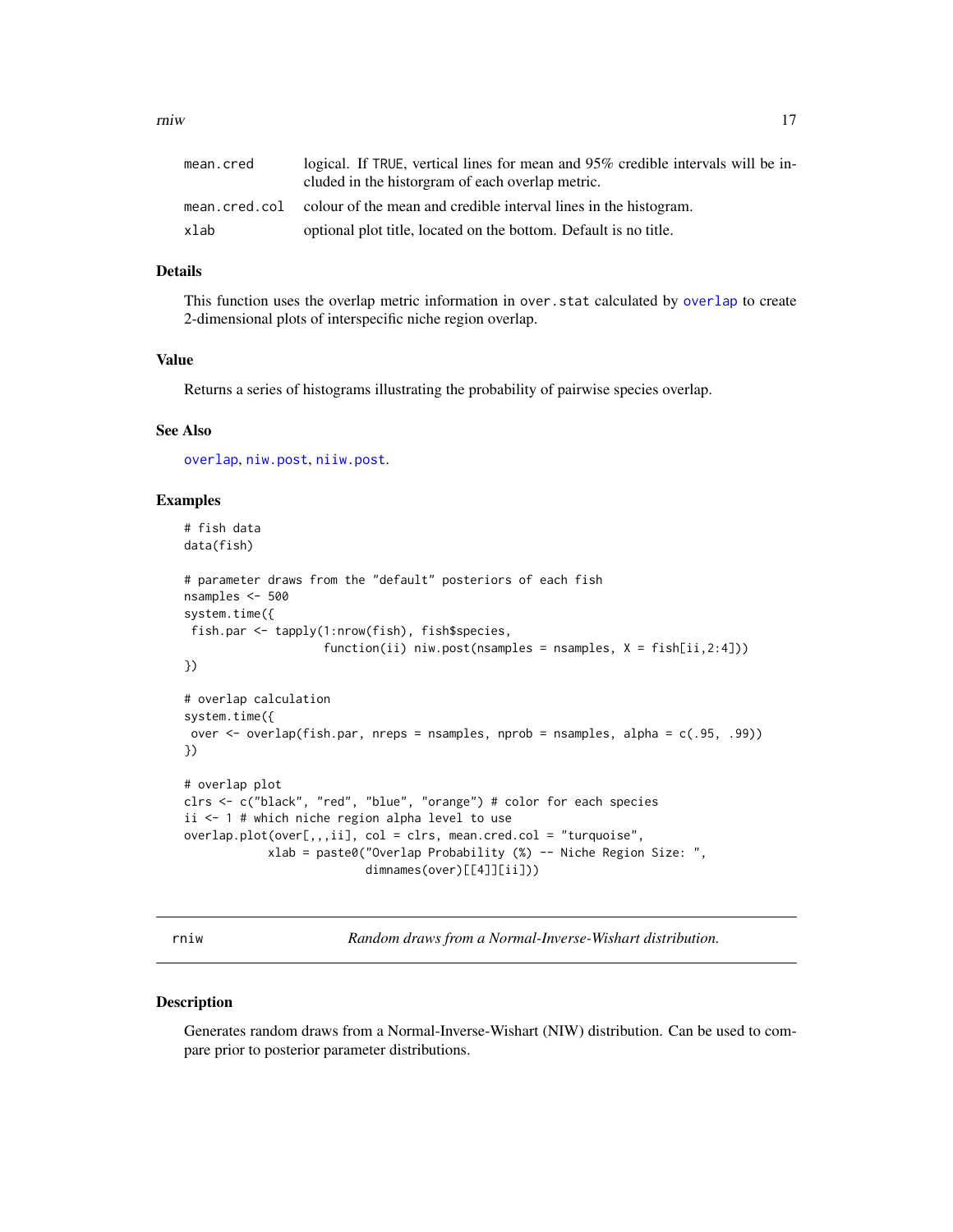| | |
|---|---|
| mean.cred | logical. If TRUE, vertical lines for mean and 95% credible intervals will be included in the historgram of each overlap metric. |
| mean.cred.col | colour of the mean and credible interval lines in the histogram. |
| xlab | optional plot title, located on the bottom. Default is no title. |

### Details

This function uses the overlap metric information in over.stat calculated by overlap to create 2-dimensional plots of interspecific niche region overlap.

### Value

Returns a series of histograms illustrating the probability of pairwise species overlap.

### See Also

overlap, niw.post, niiw.post.

### Examples

```
# fish data
data(fish)

# parameter draws from the "default" posteriors of each fish
nsamples <- 500
system.time({
 fish.par <- tapply(1:nrow(fish), fish$species,
                   function(ii) niw.post(nsamples = nsamples, X = fish[ii,2:4]))
})

# overlap calculation
system.time({
 over <- overlap(fish.par, nreps = nsamples, nprob = nsamples, alpha = c(.95, .99))
})

# overlap plot
clrs <- c("black", "red", "blue", "orange") # color for each species
ii <- 1 # which niche region alpha level to use
overlap.plot(over[,,,ii], col = clrs, mean.cred.col = "turquoise",
            xlab = paste0("Overlap Probability (%) -- Niche Region Size: ",
                          dimnames(over)[[4]][ii]))
```

## rniw — *Random draws from a Normal-Inverse-Wishart distribution.*

### Description

Generates random draws from a Normal-Inverse-Wishart (NIW) distribution. Can be used to compare prior to posterior parameter distributions.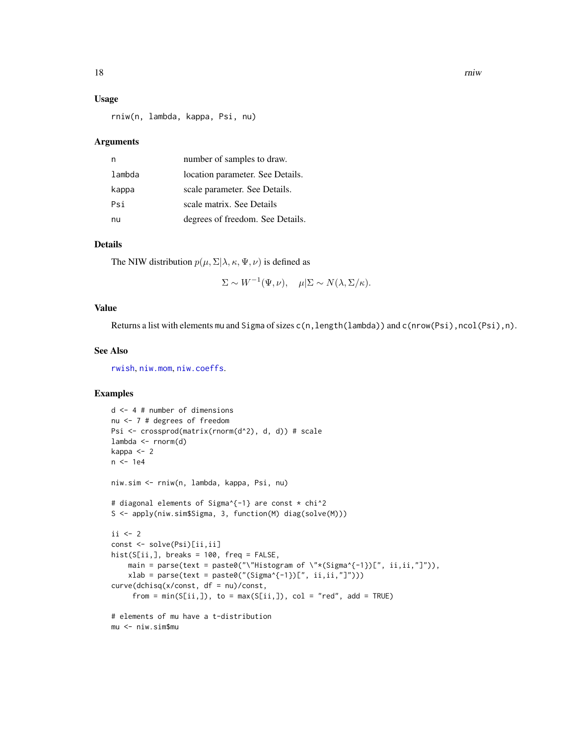### Usage

```
rniw(n, lambda, kappa, Psi, nu)
```

### Arguments

| | |
|---|---|
| n | number of samples to draw. |
| lambda | location parameter. See Details. |
| kappa | scale parameter. See Details. |
| Psi | scale matrix. See Details |
| nu | degrees of freedom. See Details. |

### Details

The NIW distribution $p(\mu, \Sigma|\lambda, \kappa, \Psi, \nu)$ is defined as

$$\Sigma \sim W^{-1}(\Psi, \nu), \quad \mu|\Sigma \sim N(\lambda, \Sigma/\kappa).$$

### Value

Returns a list with elements mu and Sigma of sizes c(n,length(lambda)) and c(nrow(Psi),ncol(Psi),n).

### See Also

rwish, niw.mom, niw.coeffs.

### Examples

```
d <- 4 # number of dimensions
nu <- 7 # degrees of freedom
Psi <- crossprod(matrix(rnorm(d^2), d, d)) # scale
lambda <- rnorm(d)
kappa <- 2
n <- 1e4

niw.sim <- rniw(n, lambda, kappa, Psi, nu)

# diagonal elements of Sigma^{-1} are const * chi^2
S <- apply(niw.sim$Sigma, 3, function(M) diag(solve(M)))

ii <- 2
const <- solve(Psi)[ii,ii]
hist(S[ii,], breaks = 100, freq = FALSE,
    main = parse(text = paste0("\"Histogram of \"*(Sigma^{-1})[", ii,ii,"]")),
    xlab = parse(text = paste0("(Sigma^{-1})[", ii,ii,"]")))
curve(dchisq(x/const, df = nu)/const,
     from = min(S[ii,]), to = max(S[ii,]), col = "red", add = TRUE)

# elements of mu have a t-distribution
mu <- niw.sim$mu
```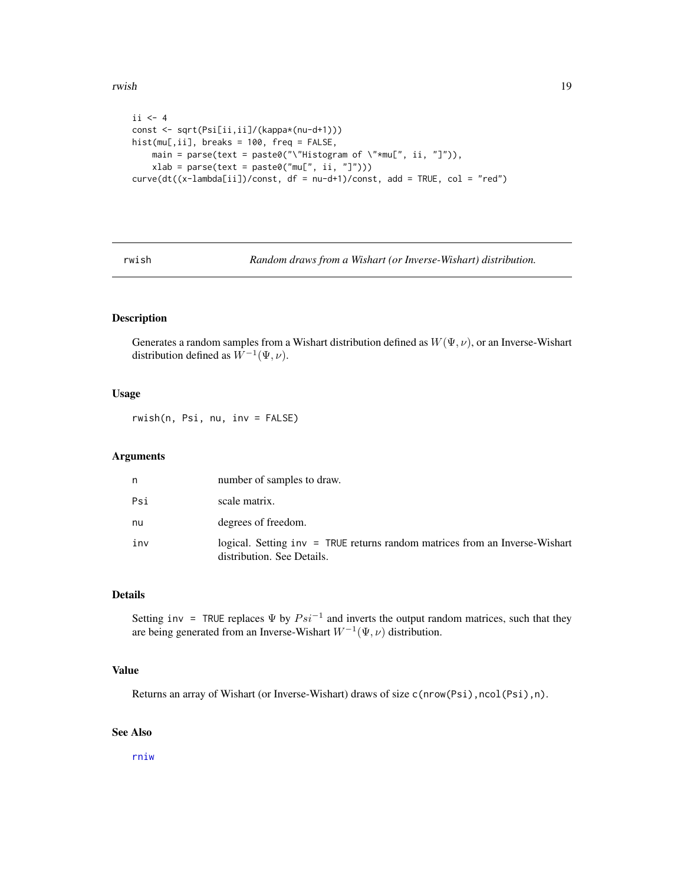```
ii <- 4
const <- sqrt(Psi[ii,ii]/(kappa*(nu-d+1)))
hist(mu[,ii], breaks = 100, freq = FALSE,
    main = parse(text = paste0("\"Histogram of \"*mu[", ii, "]")),
    xlab = parse(text = paste0("mu[", ii, "]")))
curve(dt((x-lambda[ii])/const, df = nu-d+1)/const, add = TRUE, col = "red")
```

---

## rwish — *Random draws from a Wishart (or Inverse-Wishart) distribution.*

### Description

Generates a random samples from a Wishart distribution defined as $W(\Psi, \nu)$, or an Inverse-Wishart distribution defined as $W^{-1}(\Psi, \nu)$.

### Usage

```
rwish(n, Psi, nu, inv = FALSE)
```

### Arguments

| | |
|---|---|
| n | number of samples to draw. |
| Psi | scale matrix. |
| nu | degrees of freedom. |
| inv | logical. Setting `inv = TRUE` returns random matrices from an Inverse-Wishart distribution. See Details. |

### Details

Setting `inv = TRUE` replaces $\Psi$ by $Psi^{-1}$ and inverts the output random matrices, such that they are being generated from an Inverse-Wishart $W^{-1}(\Psi, \nu)$ distribution.

### Value

Returns an array of Wishart (or Inverse-Wishart) draws of size `c(nrow(Psi),ncol(Psi),n)`.

### See Also

rniw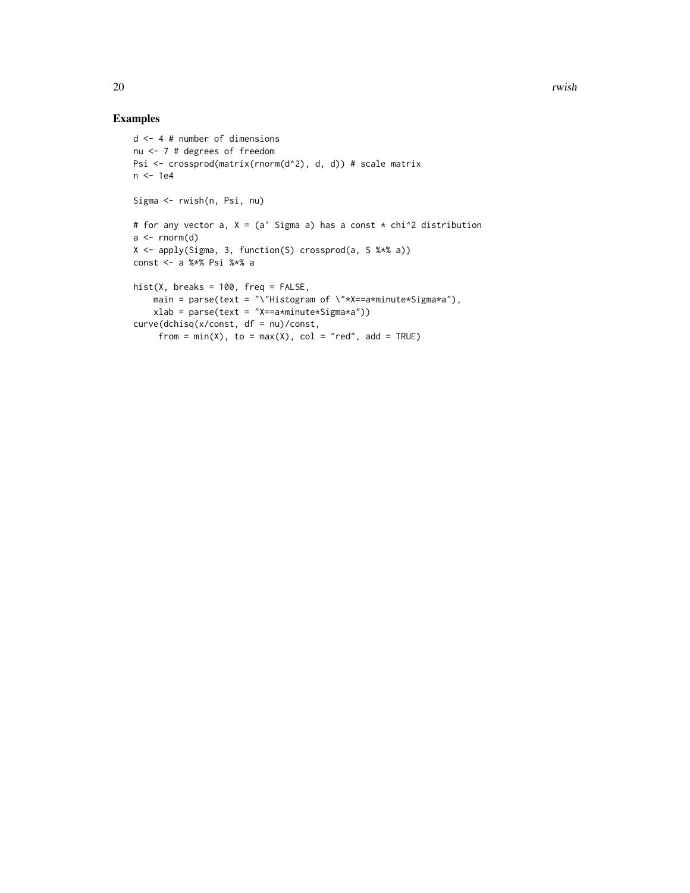## Examples

```
d <- 4 # number of dimensions
nu <- 7 # degrees of freedom
Psi <- crossprod(matrix(rnorm(d^2), d, d)) # scale matrix
n <- 1e4

Sigma <- rwish(n, Psi, nu)

# for any vector a, X = (a' Sigma a) has a const * chi^2 distribution
a <- rnorm(d)
X <- apply(Sigma, 3, function(S) crossprod(a, S %*% a))
const <- a %*% Psi %*% a

hist(X, breaks = 100, freq = FALSE,
    main = parse(text = "\"Histogram of \"*X==a*minute*Sigma*a"),
    xlab = parse(text = "X==a*minute*Sigma*a"))
curve(dchisq(x/const, df = nu)/const,
     from = min(X), to = max(X), col = "red", add = TRUE)
```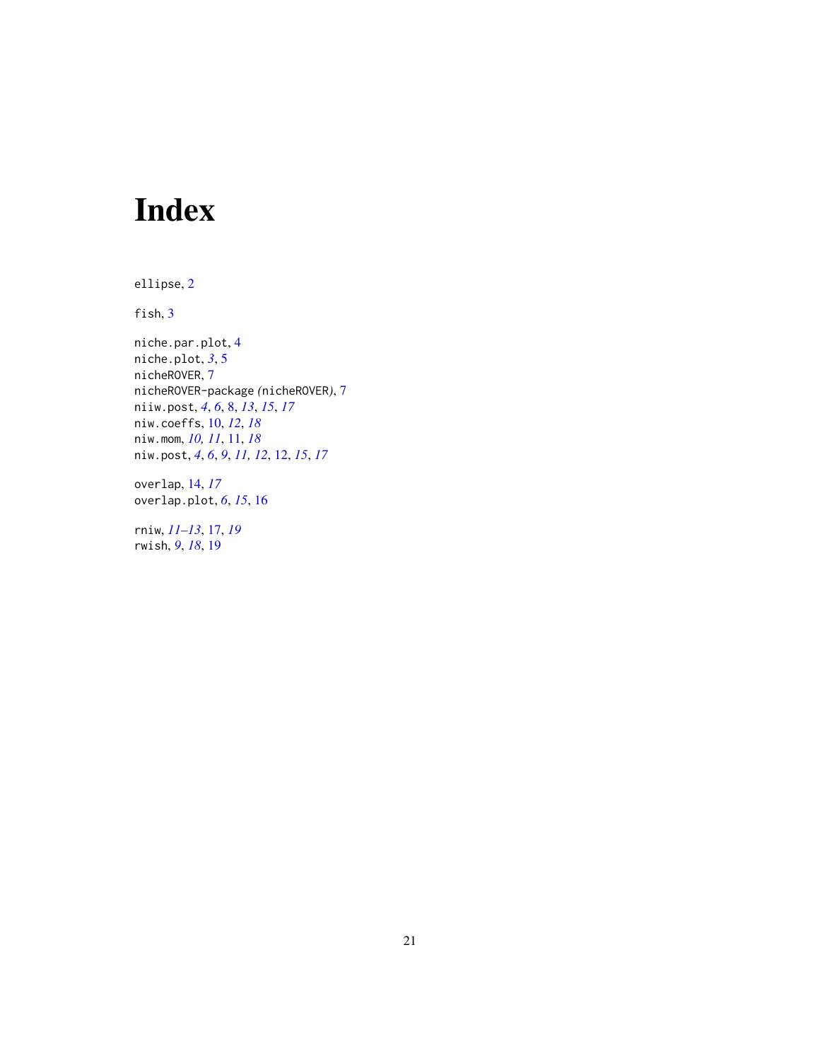# Index

ellipse, 2

fish, 3

niche.par.plot, 4
niche.plot, *3*, 5
nicheROVER, 7
nicheROVER-package *(*nicheROVER*)*, 7
niiw.post, *4*, *6*, 8, *13*, *15*, *17*
niw.coeffs, 10, *12*, *18*
niw.mom, *10, 11*, 11, *18*
niw.post, *4*, *6*, *9*, *11, 12*, 12, *15*, *17*

overlap, 14, *17*
overlap.plot, *6*, *15*, 16

rniw, *11–13*, 17, *19*
rwish, *9*, *18*, 19